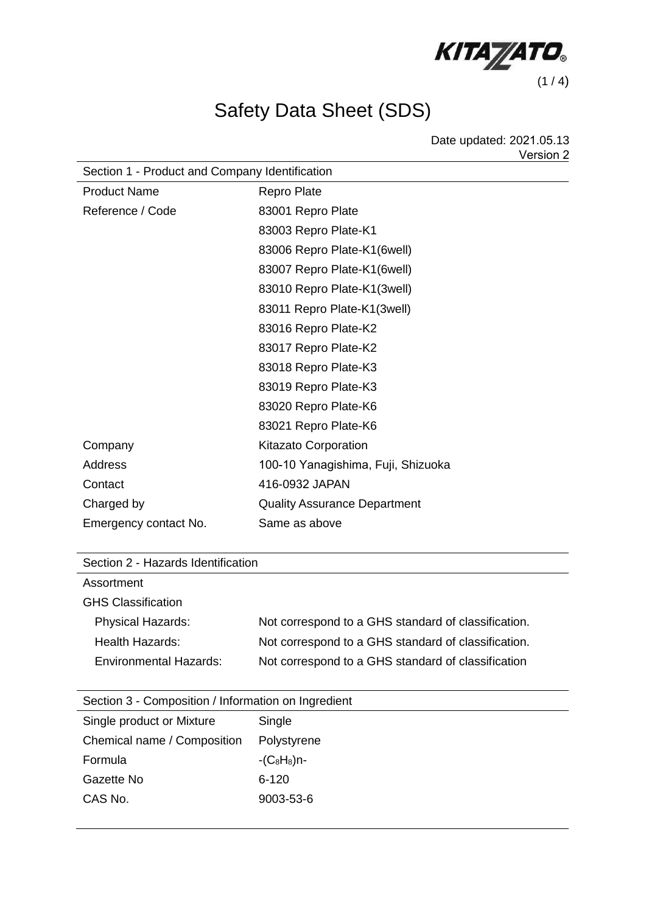# Safety Data Sheet (SDS)

Date updated: 2021.05.13
Version 2

## Section 1 - Product and Company Identification

| | |
|---|---|
| Product Name | Repro Plate |
| Reference / Code | 83001 Repro Plate |
| | 83003 Repro Plate-K1 |
| | 83006 Repro Plate-K1(6well) |
| | 83007 Repro Plate-K1(6well) |
| | 83010 Repro Plate-K1(3well) |
| | 83011 Repro Plate-K1(3well) |
| | 83016 Repro Plate-K2 |
| | 83017 Repro Plate-K2 |
| | 83018 Repro Plate-K3 |
| | 83019 Repro Plate-K3 |
| | 83020 Repro Plate-K6 |
| | 83021 Repro Plate-K6 |
| Company | Kitazato Corporation |
| Address | 100-10 Yanagishima, Fuji, Shizuoka |
| Contact | 416-0932 JAPAN |
| Charged by | Quality Assurance Department |
| Emergency contact No. | Same as above |

## Section 2 - Hazards Identification

Assortment

GHS Classification

| | |
|---|---|
| Physical Hazards: | Not correspond to a GHS standard of classification. |
| Health Hazards: | Not correspond to a GHS standard of classification. |
| Environmental Hazards: | Not correspond to a GHS standard of classification |

## Section 3 - Composition / Information on Ingredient

| | |
|---|---|
| Single product or Mixture | Single |
| Chemical name / Composition | Polystyrene |
| Formula | $-(C_8H_8)n-$ |
| Gazette No | 6-120 |
| CAS No. | 9003-53-6 |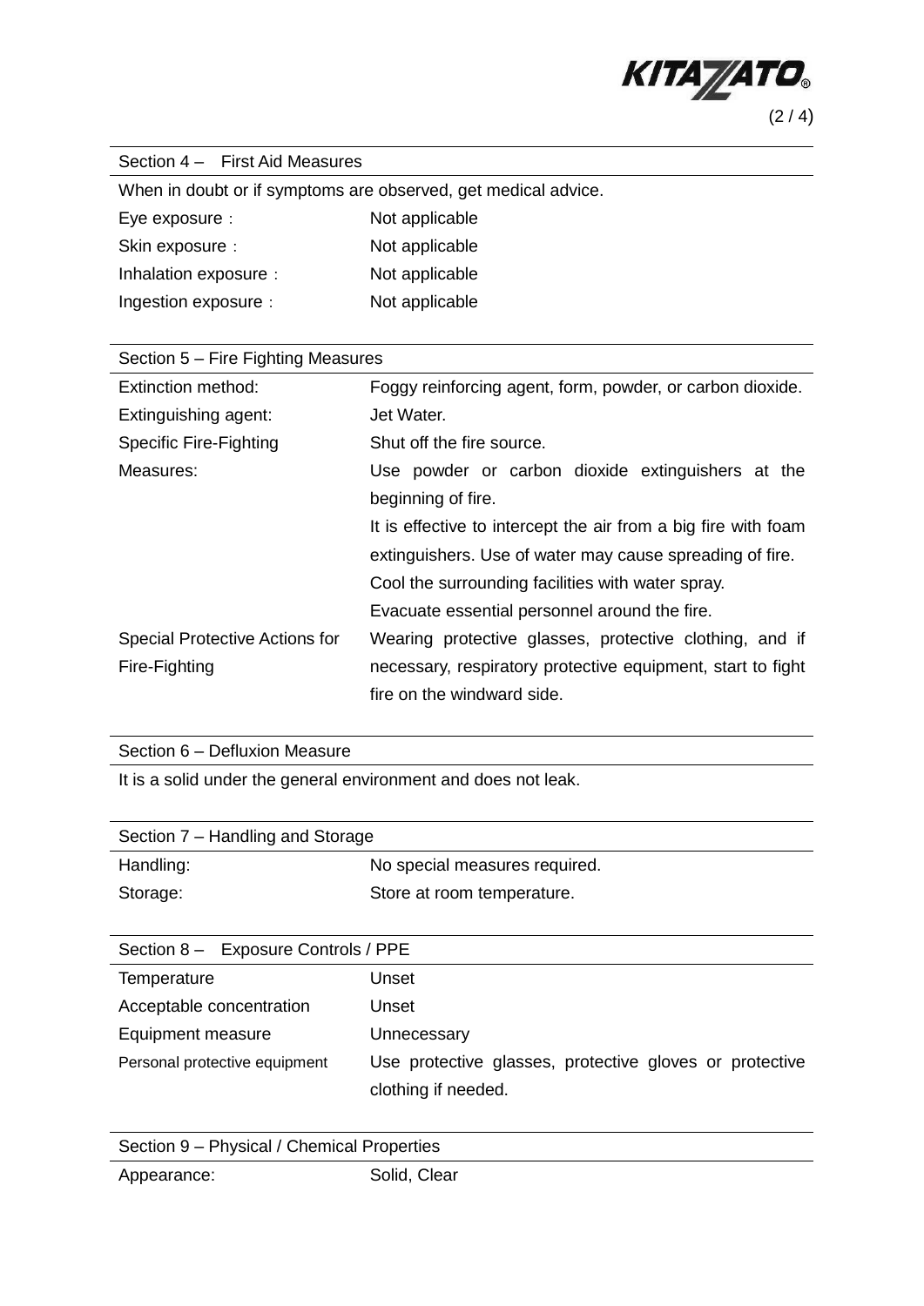## Section 4 – First Aid Measures

When in doubt or if symptoms are observed, get medical advice.

| | |
|---|---|
| Eye exposure： | Not applicable |
| Skin exposure： | Not applicable |
| Inhalation exposure： | Not applicable |
| Ingestion exposure： | Not applicable |

## Section 5 – Fire Fighting Measures

| | |
|---|---|
| Extinction method: | Foggy reinforcing agent, form, powder, or carbon dioxide. |
| Extinguishing agent: | Jet Water. |
| Specific Fire-Fighting Measures: | Shut off the fire source.<br>Use powder or carbon dioxide extinguishers at the beginning of fire.<br>It is effective to intercept the air from a big fire with foam extinguishers. Use of water may cause spreading of fire.<br>Cool the surrounding facilities with water spray.<br>Evacuate essential personnel around the fire. |
| Special Protective Actions for Fire-Fighting | Wearing protective glasses, protective clothing, and if necessary, respiratory protective equipment, start to fight fire on the windward side. |

## Section 6 – Defluxion Measure

It is a solid under the general environment and does not leak.

## Section 7 – Handling and Storage

| | |
|---|---|
| Handling: | No special measures required. |
| Storage: | Store at room temperature. |

## Section 8 – Exposure Controls / PPE

| | |
|---|---|
| Temperature | Unset |
| Acceptable concentration | Unset |
| Equipment measure | Unnecessary |
| Personal protective equipment | Use protective glasses, protective gloves or protective clothing if needed. |

## Section 9 – Physical / Chemical Properties

| | |
|---|---|
| Appearance: | Solid, Clear |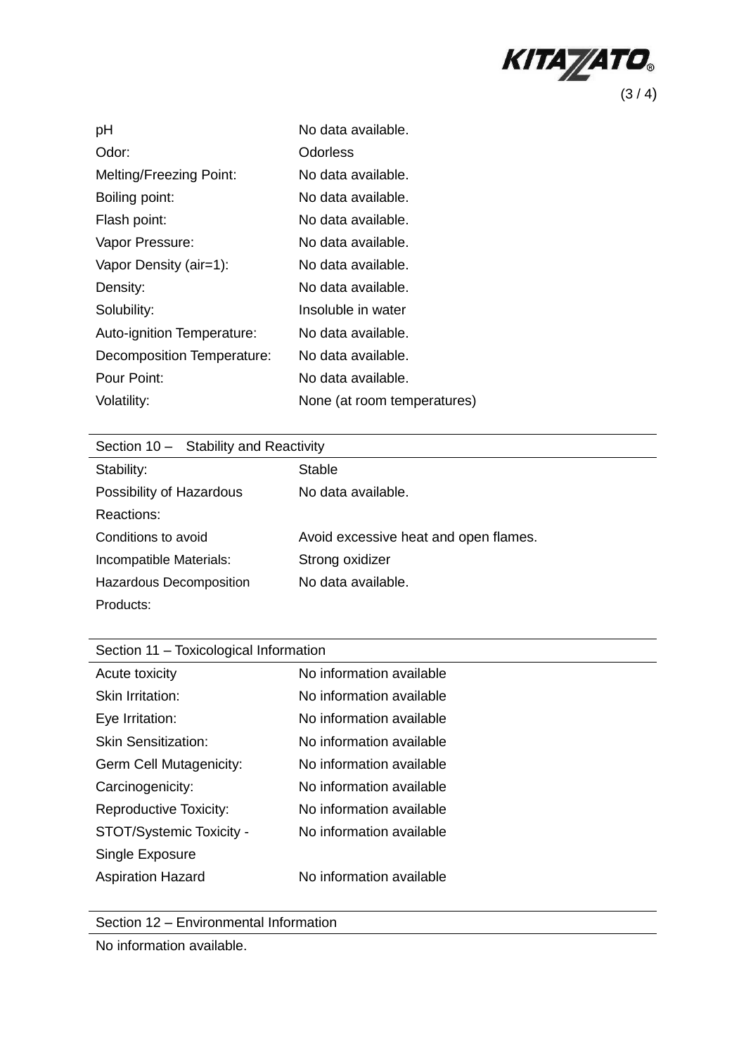| | |
|---|---|
| pH | No data available. |
| Odor: | Odorless |
| Melting/Freezing Point: | No data available. |
| Boiling point: | No data available. |
| Flash point: | No data available. |
| Vapor Pressure: | No data available. |
| Vapor Density (air=1): | No data available. |
| Density: | No data available. |
| Solubility: | Insoluble in water |
| Auto-ignition Temperature: | No data available. |
| Decomposition Temperature: | No data available. |
| Pour Point: | No data available. |
| Volatility: | None (at room temperatures) |

## Section 10 – Stability and Reactivity

| | |
|---|---|
| Stability: | Stable |
| Possibility of Hazardous Reactions: | No data available. |
| Conditions to avoid | Avoid excessive heat and open flames. |
| Incompatible Materials: | Strong oxidizer |
| Hazardous Decomposition Products: | No data available. |

## Section 11 – Toxicological Information

| | |
|---|---|
| Acute toxicity | No information available |
| Skin Irritation: | No information available |
| Eye Irritation: | No information available |
| Skin Sensitization: | No information available |
| Germ Cell Mutagenicity: | No information available |
| Carcinogenicity: | No information available |
| Reproductive Toxicity: | No information available |
| STOT/Systemic Toxicity - Single Exposure | No information available |
| Aspiration Hazard | No information available |

## Section 12 – Environmental Information

No information available.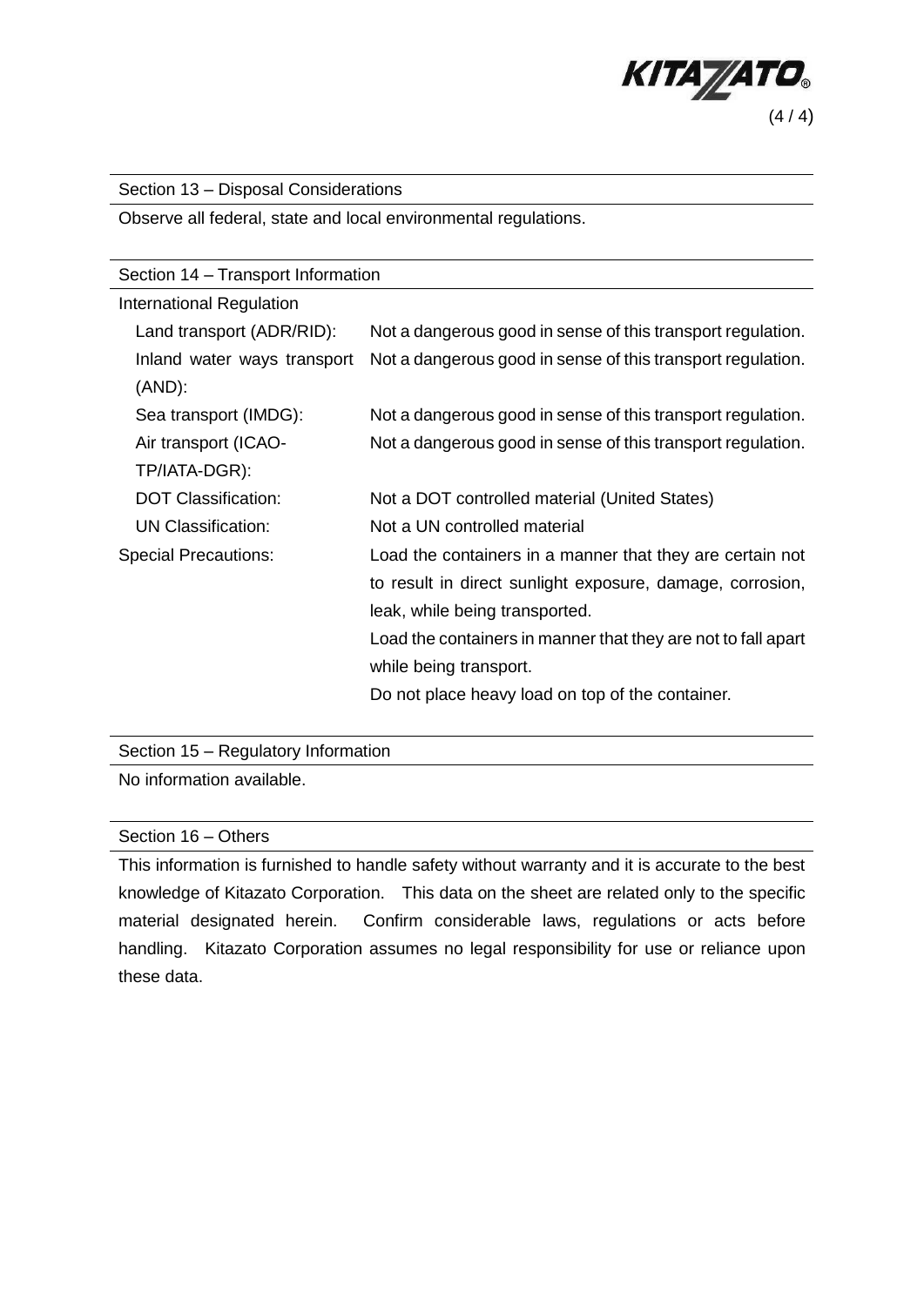## Section 13 – Disposal Considerations

Observe all federal, state and local environmental regulations.

## Section 14 – Transport Information

International Regulation

| | |
|---|---|
| Land transport (ADR/RID): | Not a dangerous good in sense of this transport regulation. |
| Inland water ways transport (AND): | Not a dangerous good in sense of this transport regulation. |
| Sea transport (IMDG): | Not a dangerous good in sense of this transport regulation. |
| Air transport (ICAO-TP/IATA-DGR): | Not a dangerous good in sense of this transport regulation. |
| DOT Classification: | Not a DOT controlled material (United States) |
| UN Classification: | Not a UN controlled material |
| Special Precautions: | Load the containers in a manner that they are certain not to result in direct sunlight exposure, damage, corrosion, leak, while being transported.<br>Load the containers in manner that they are not to fall apart while being transport.<br>Do not place heavy load on top of the container. |

## Section 15 – Regulatory Information

No information available.

## Section 16 – Others

This information is furnished to handle safety without warranty and it is accurate to the best knowledge of Kitazato Corporation. This data on the sheet are related only to the specific material designated herein. Confirm considerable laws, regulations or acts before handling. Kitazato Corporation assumes no legal responsibility for use or reliance upon these data.